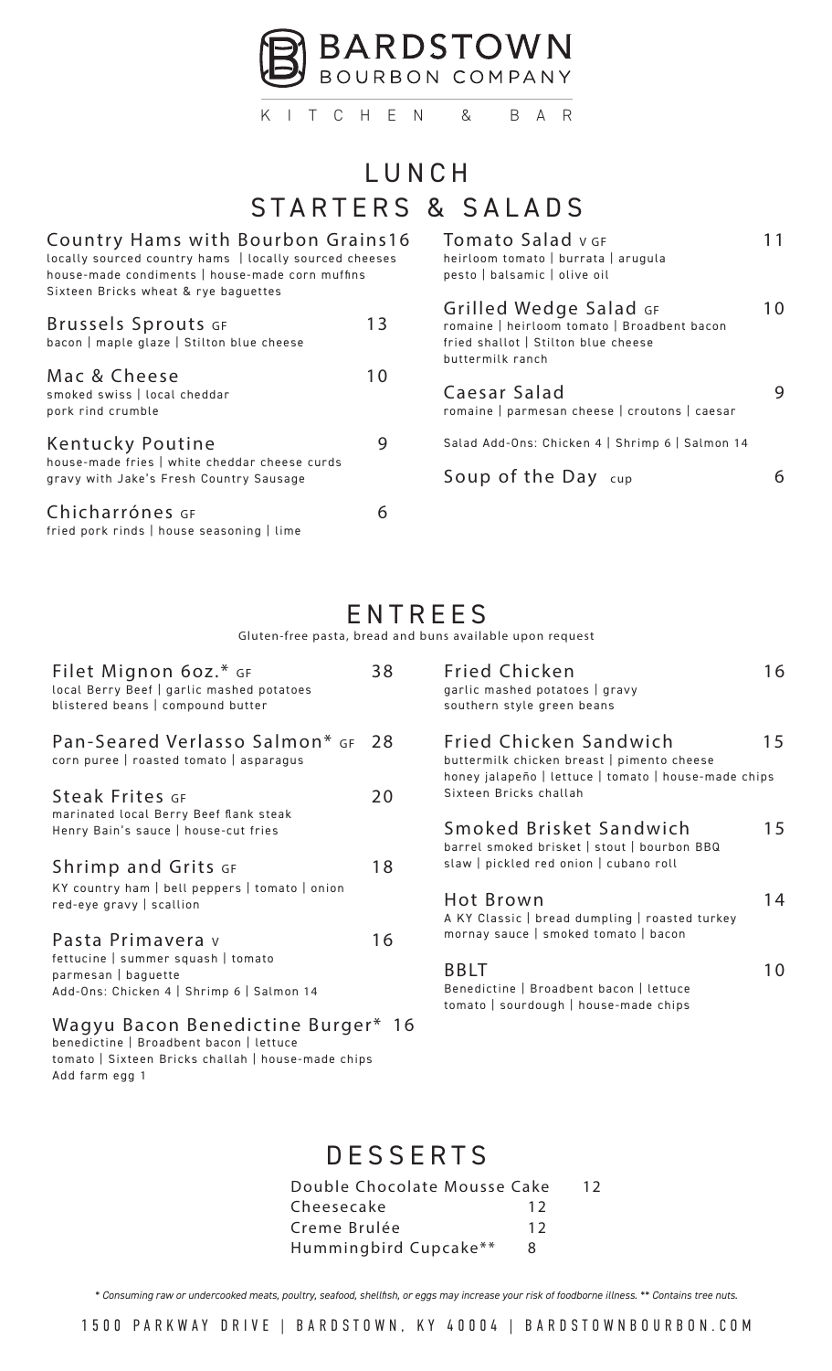# BARDSTOWN BOURBON COMPANY

KITCHEN & BAR

## LUNCH

## STARTERS & SALADS

**Country Hams with Bourbon Grains** 16
locally sourced country hams | locally sourced cheeses
house-made condiments | house-made corn muffins
Sixteen Bricks wheat & rye baguettes

**Brussels Sprouts** GF 13
bacon | maple glaze | Stilton blue cheese

**Mac & Cheese** 10
smoked swiss | local cheddar
pork rind crumble

**Kentucky Poutine** 9
house-made fries | white cheddar cheese curds
gravy with Jake's Fresh Country Sausage

**Chicharrónes** GF 6
fried pork rinds | house seasoning | lime

**Tomato Salad** V GF 11
heirloom tomato | burrata | arugula
pesto | balsamic | olive oil

**Grilled Wedge Salad** GF 10
romaine | heirloom tomato | Broadbent bacon
fried shallot | Stilton blue cheese
buttermilk ranch

**Caesar Salad** 9
romaine | parmesan cheese | croutons | caesar

Salad Add-Ons: Chicken 4 | Shrimp 6 | Salmon 14

**Soup of the Day** cup 6

## ENTREES

Gluten-free pasta, bread and buns available upon request

**Filet Mignon 6oz.*** GF 38
local Berry Beef | garlic mashed potatoes
blistered beans | compound butter

**Pan-Seared Verlasso Salmon*** GF 28
corn puree | roasted tomato | asparagus

**Steak Frites** GF 20
marinated local Berry Beef flank steak
Henry Bain's sauce | house-cut fries

**Shrimp and Grits** GF 18
KY country ham | bell peppers | tomato | onion
red-eye gravy | scallion

**Pasta Primavera** V 16
fettucine | summer squash | tomato
parmesan | baguette
Add-Ons: Chicken 4 | Shrimp 6 | Salmon 14

**Wagyu Bacon Benedictine Burger*** 16
benedictine | Broadbent bacon | lettuce
tomato | Sixteen Bricks challah | house-made chips
Add farm egg 1

**Fried Chicken** 16
garlic mashed potatoes | gravy
southern style green beans

**Fried Chicken Sandwich** 15
buttermilk chicken breast | pimento cheese
honey jalapeño | lettuce | tomato | house-made chips
Sixteen Bricks challah

**Smoked Brisket Sandwich** 15
barrel smoked brisket | stout | bourbon BBQ
slaw | pickled red onion | cubano roll

**Hot Brown** 14
A KY Classic | bread dumpling | roasted turkey
mornay sauce | smoked tomato | bacon

**BBLT** 10
Benedictine | Broadbent bacon | lettuce
tomato | sourdough | house-made chips

## DESSERTS

| | |
|---|---|
| Double Chocolate Mousse Cake | 12 |
| Cheesecake | 12 |
| Creme Brulée | 12 |
| Hummingbird Cupcake** | 8 |

*\* Consuming raw or undercooked meats, poultry, seafood, shellfish, or eggs may increase your risk of foodborne illness. \*\* Contains tree nuts.*

1500 PARKWAY DRIVE | BARDSTOWN, KY 40004 | BARDSTOWNBOURBON.COM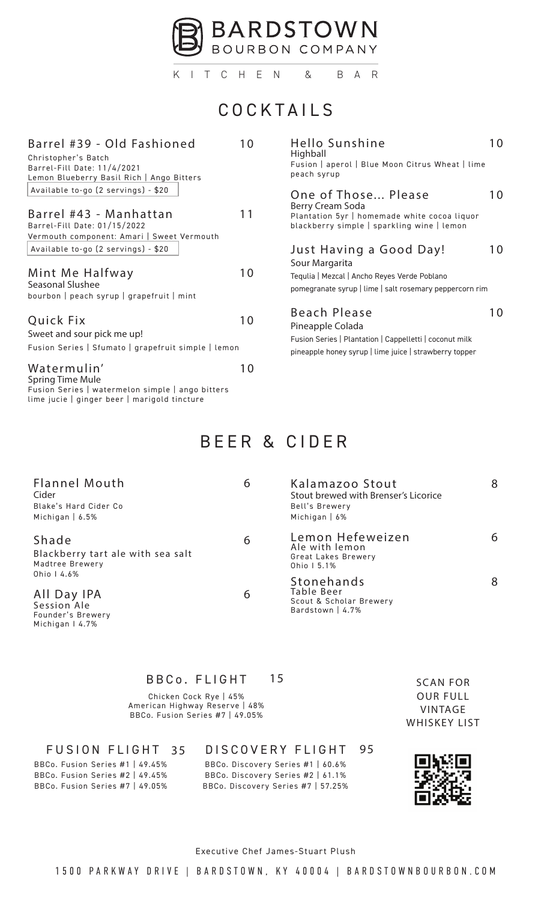# BARDSTOWN BOURBON COMPANY

KITCHEN & BAR

## COCKTAILS

### Barrel #39 - Old Fashioned — 10
Christopher's Batch
Barrel-Fill Date: 11/4/2021
Lemon Blueberry Basil Rich | Ango Bitters
Available to-go (2 servings) - $20

### Barrel #43 - Manhattan — 11
Barrel-Fill Date: 01/15/2022
Vermouth component: Amari | Sweet Vermouth
Available to-go (2 servings) - $20

### Mint Me Halfway — 10
Seasonal Slushee
bourbon | peach syrup | grapefruit | mint

### Quick Fix — 10
Sweet and sour pick me up!
Fusion Series | Sfumato | grapefruit simple | lemon

### Watermulin' — 10
Spring Time Mule
Fusion Series | watermelon simple | ango bitters
lime jucie | ginger beer | marigold tincture

### Hello Sunshine — 10
Highball
Fusion | aperol | Blue Moon Citrus Wheat | lime
peach syrup

### One of Those... Please — 10
Berry Cream Soda
Plantation 5yr | homemade white cocoa liquor
blackberry simple | sparkling wine | lemon

### Just Having a Good Day! — 10
Sour Margarita
Tequlia | Mezcal | Ancho Reyes Verde Poblano
pomegranate syrup | lime | salt rosemary peppercorn rim

### Beach Please — 10
Pineapple Colada
Fusion Series | Plantation | Cappelletti | coconut milk
pineapple honey syrup | lime juice | strawberry topper

## BEER & CIDER

### Flannel Mouth — 6
Cider
Blake's Hard Cider Co
Michigan | 6.5%

### Shade — 6
Blackberry tart ale with sea salt
Madtree Brewery
Ohio I 4.6%

### All Day IPA — 6
Session Ale
Founder's Brewery
Michigan I 4.7%

### Kalamazoo Stout — 8
Stout brewed with Brenser's Licorice
Bell's Brewery
Michigan | 6%

### Lemon Hefeweizen — 6
Ale with lemon
Great Lakes Brewery
Ohio I 5.1%

### Stonehands — 8
Table Beer
Scout & Scholar Brewery
Bardstown | 4.7%

### BBCo. FLIGHT — 15
Chicken Cock Rye | 45%
American Highway Reserve | 48%
BBCo. Fusion Series #7 | 49.05%

### FUSION FLIGHT — 35
BBCo. Fusion Series #1 | 49.45%
BBCo. Fusion Series #2 | 49.45%
BBCo. Fusion Series #7 | 49.05%

### DISCOVERY FLIGHT — 95
BBCo. Discovery Series #1 | 60.6%
BBCo. Discovery Series #2 | 61.1%
BBCo. Discovery Series #7 | 57.25%

SCAN FOR OUR FULL VINTAGE WHISKEY LIST

Executive Chef James-Stuart Plush

1500 PARKWAY DRIVE | BARDSTOWN, KY 40004 | BARDSTOWNBOURBON.COM